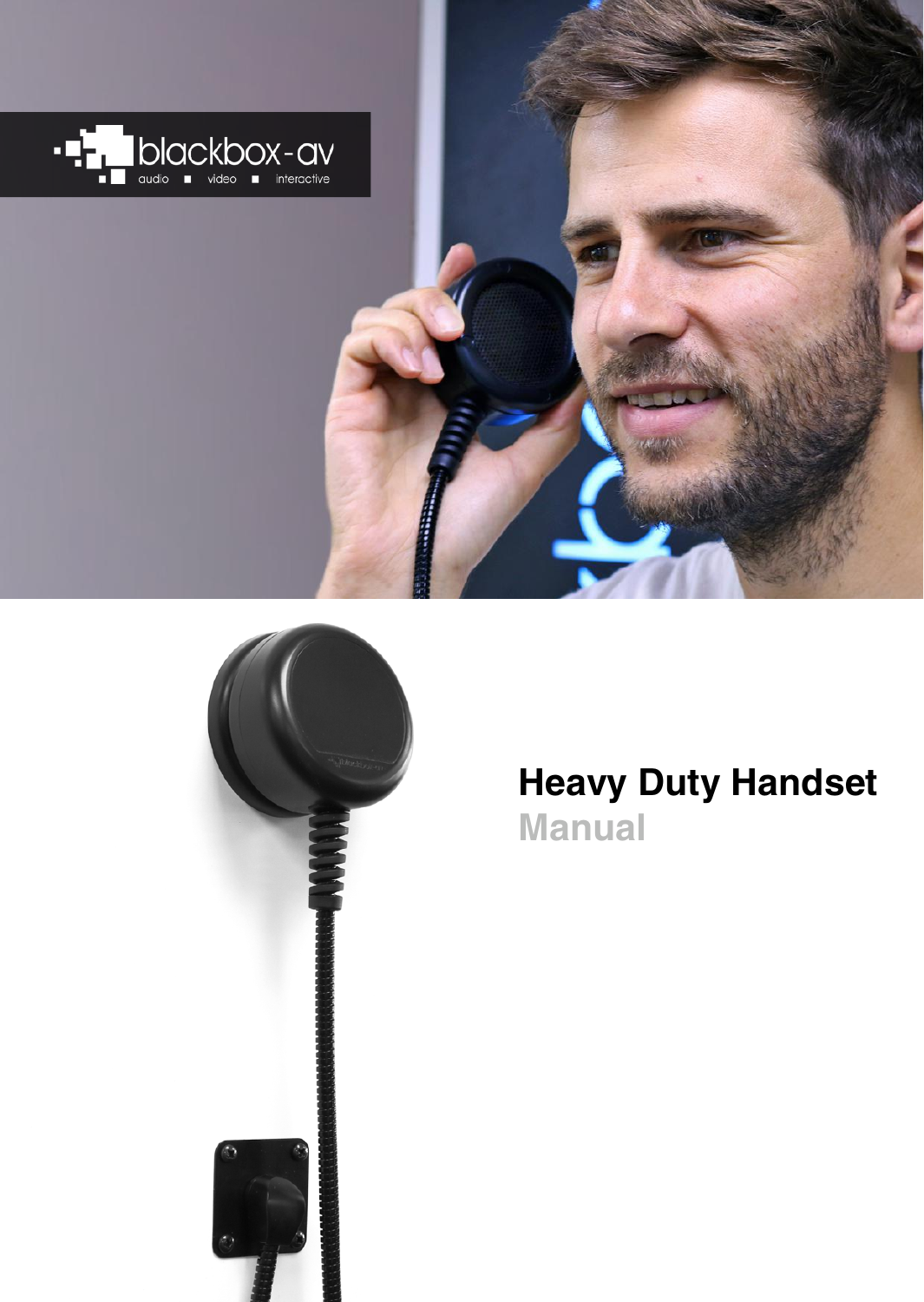# Heavy Duty Handset

## Manual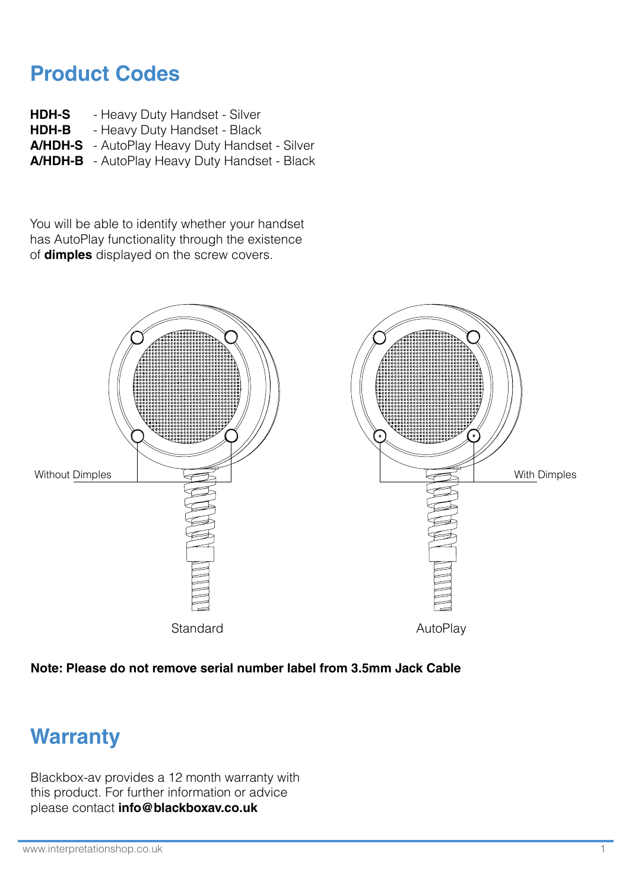## Product Codes

**HDH-S** - Heavy Duty Handset - Silver
**HDH-B** - Heavy Duty Handset - Black
**A/HDH-S** - AutoPlay Heavy Duty Handset - Silver
**A/HDH-B** - AutoPlay Heavy Duty Handset - Black

You will be able to identify whether your handset has AutoPlay functionality through the existence of **dimples** displayed on the screw covers.

Without Dimples

With Dimples

Standard

AutoPlay

**Note: Please do not remove serial number label from 3.5mm Jack Cable**

## Warranty

Blackbox-av provides a 12 month warranty with this product. For further information or advice please contact **info@blackboxav.co.uk**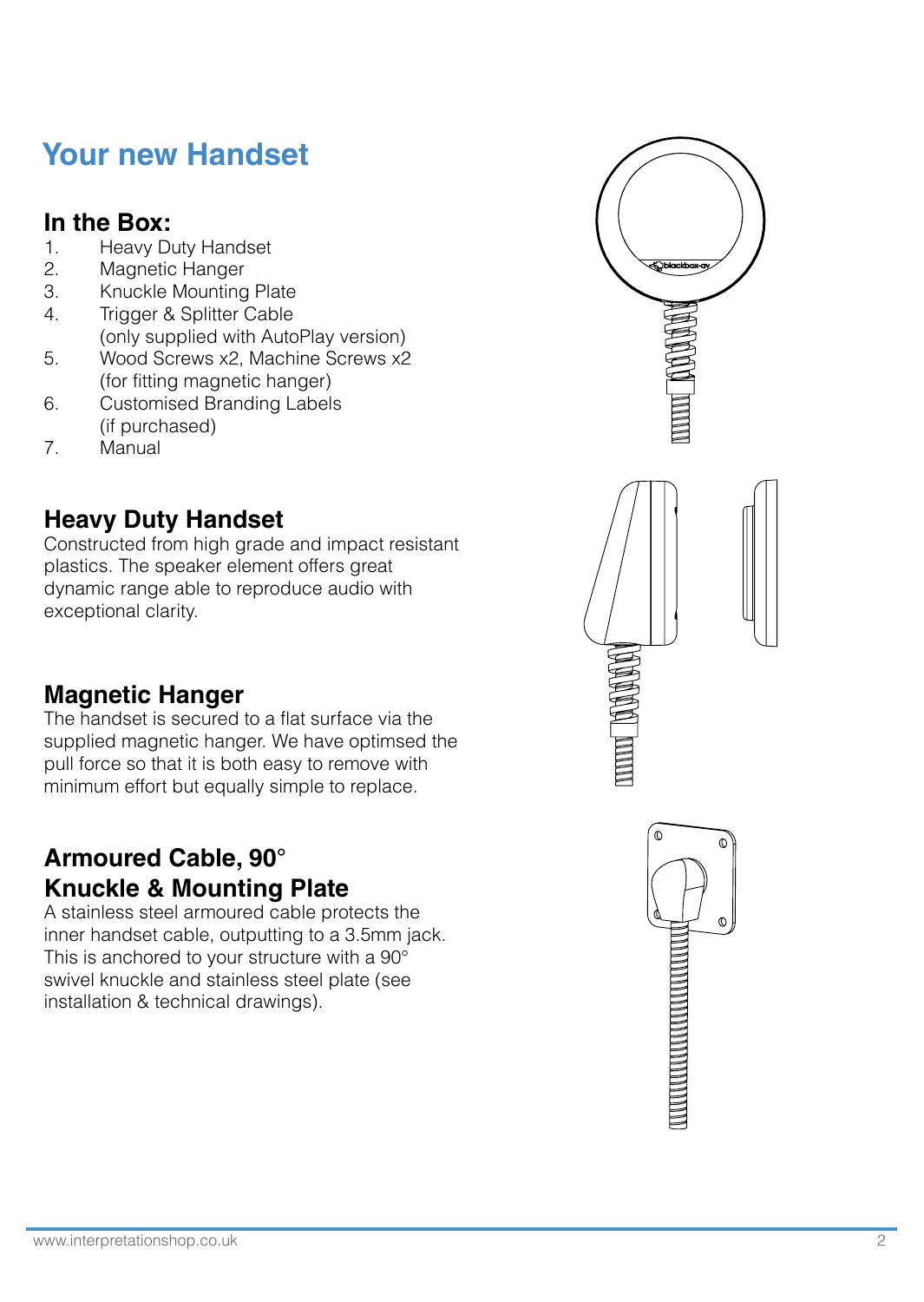# Your new Handset

## In the Box:

1. Heavy Duty Handset
2. Magnetic Hanger
3. Knuckle Mounting Plate
4. Trigger & Splitter Cable
   (only supplied with AutoPlay version)
5. Wood Screws x2, Machine Screws x2
   (for fitting magnetic hanger)
6. Customised Branding Labels
   (if purchased)
7. Manual

## Heavy Duty Handset

Constructed from high grade and impact resistant plastics. The speaker element offers great dynamic range able to reproduce audio with exceptional clarity.

## Magnetic Hanger

The handset is secured to a flat surface via the supplied magnetic hanger. We have optimsed the pull force so that it is both easy to remove with minimum effort but equally simple to replace.

## Armoured Cable, 90° Knuckle & Mounting Plate

A stainless steel armoured cable protects the inner handset cable, outputting to a 3.5mm jack. This is anchored to your structure with a 90° swivel knuckle and stainless steel plate (see installation & technical drawings).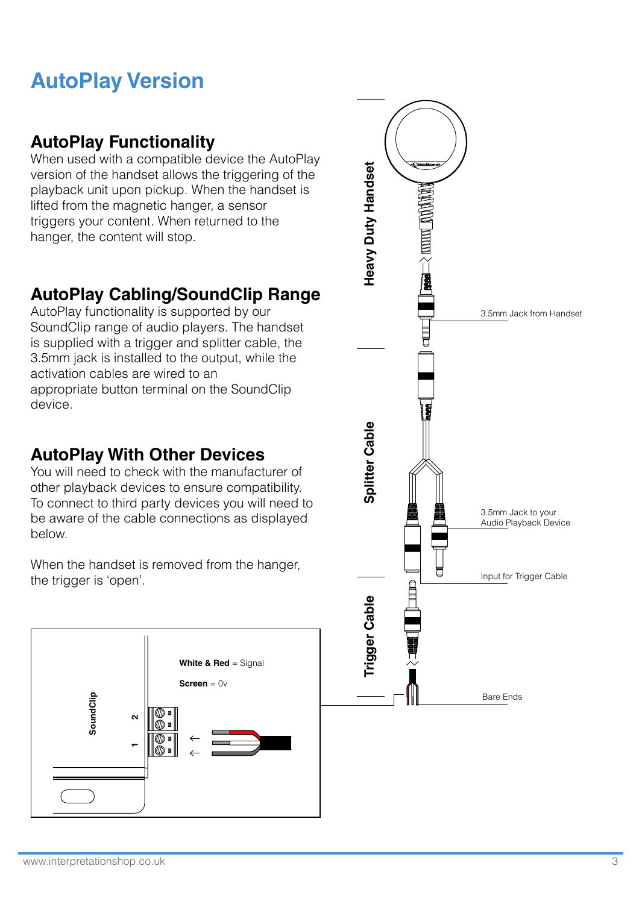# AutoPlay Version

## AutoPlay Functionality

When used with a compatible device the AutoPlay version of the handset allows the triggering of the playback unit upon pickup. When the handset is lifted from the magnetic hanger, a sensor triggers your content. When returned to the hanger, the content will stop.

## AutoPlay Cabling/SoundClip Range

AutoPlay functionality is supported by our SoundClip range of audio players. The handset is supplied with a trigger and splitter cable, the 3.5mm jack is installed to the output, while the activation cables are wired to an appropriate button terminal on the SoundClip device.

## AutoPlay With Other Devices

You will need to check with the manufacturer of other playback devices to ensure compatibility. To connect to third party devices you will need to be aware of the cable connections as displayed below.

When the handset is removed from the hanger, the trigger is 'open'.

**White & Red** = Signal

**Screen** = 0v

SoundClip

2

1

Heavy Duty Handset

3.5mm Jack from Handset

Splitter Cable

3.5mm Jack to your Audio Playback Device

Input for Trigger Cable

Trigger Cable

Bare Ends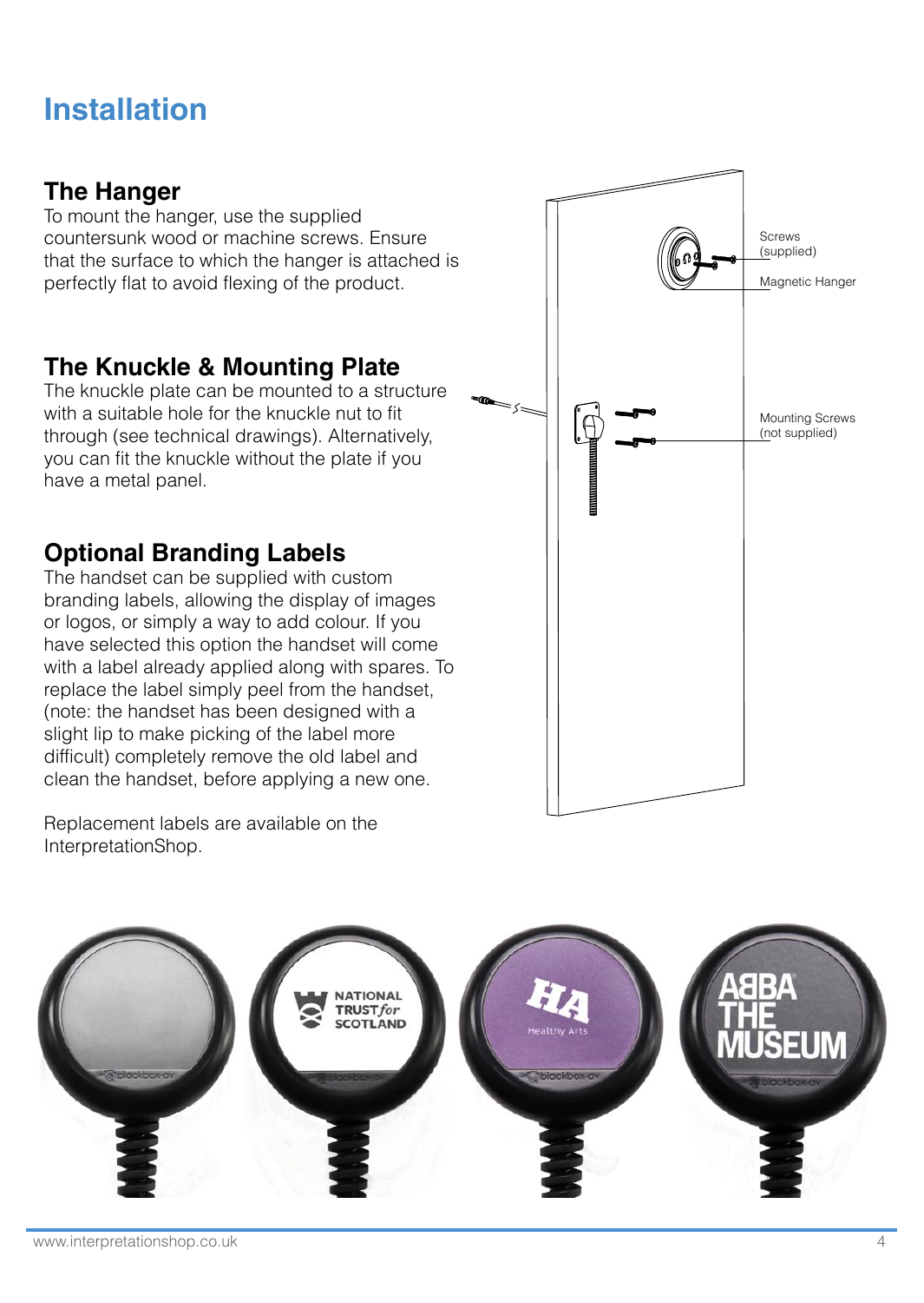# Installation

## The Hanger

To mount the hanger, use the supplied countersunk wood or machine screws. Ensure that the surface to which the hanger is attached is perfectly flat to avoid flexing of the product.

## The Knuckle & Mounting Plate

The knuckle plate can be mounted to a structure with a suitable hole for the knuckle nut to fit through (see technical drawings). Alternatively, you can fit the knuckle without the plate if you have a metal panel.

## Optional Branding Labels

The handset can be supplied with custom branding labels, allowing the display of images or logos, or simply a way to add colour. If you have selected this option the handset will come with a label already applied along with spares. To replace the label simply peel from the handset, (note: the handset has been designed with a slight lip to make picking of the label more difficult) completely remove the old label and clean the handset, before applying a new one.

Replacement labels are available on the InterpretationShop.

Screws (supplied)

Magnetic Hanger

Mounting Screws (not supplied)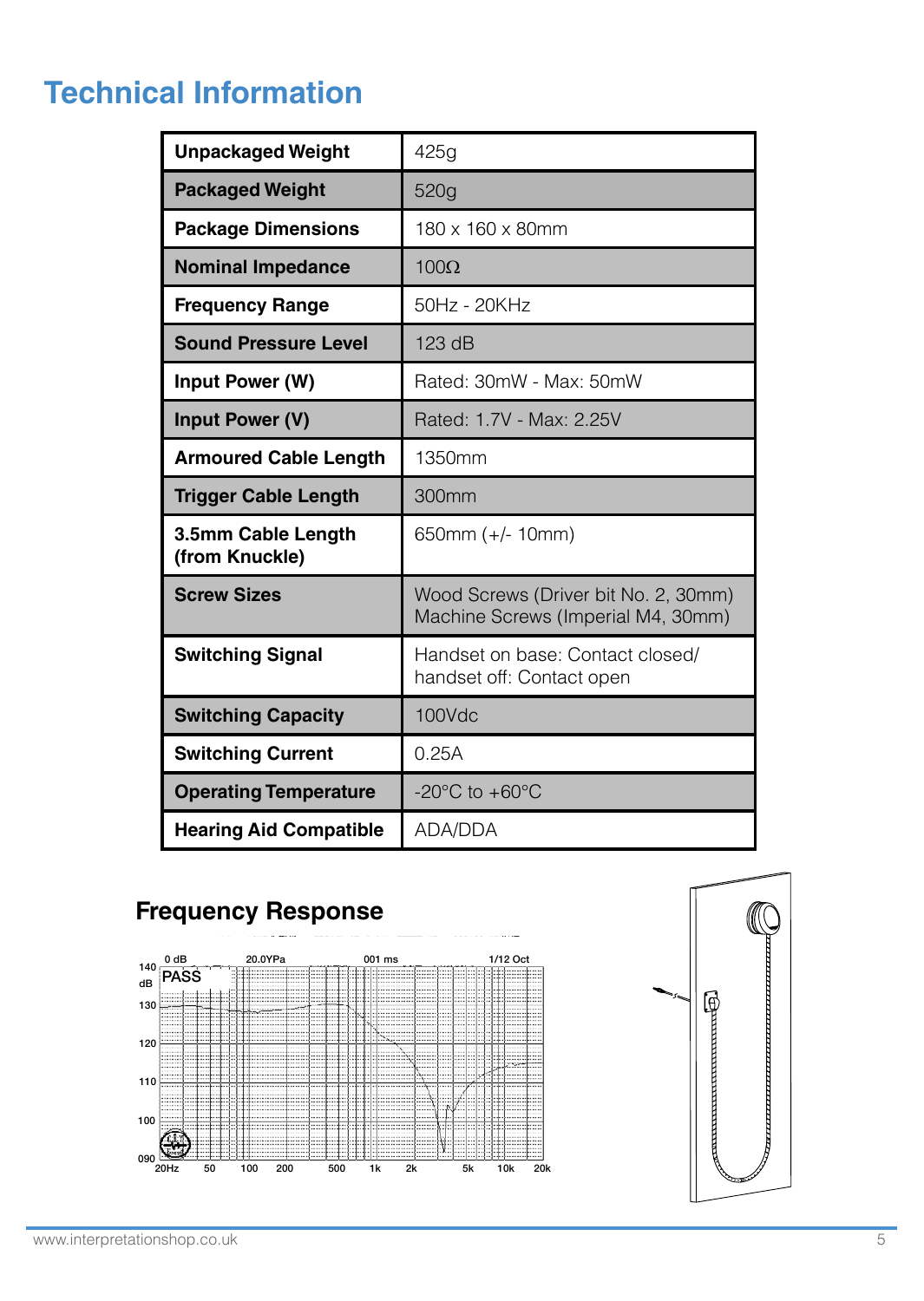# Technical Information

| | |
|---|---|
| **Unpackaged Weight** | 425g |
| **Packaged Weight** | 520g |
| **Package Dimensions** | 180 x 160 x 80mm |
| **Nominal Impedance** | 100Ω |
| **Frequency Range** | 50Hz - 20KHz |
| **Sound Pressure Level** | 123 dB |
| **Input Power (W)** | Rated: 30mW - Max: 50mW |
| **Input Power (V)** | Rated: 1.7V - Max: 2.25V |
| **Armoured Cable Length** | 1350mm |
| **Trigger Cable Length** | 300mm |
| **3.5mm Cable Length (from Knuckle)** | 650mm (+/- 10mm) |
| **Screw Sizes** | Wood Screws (Driver bit No. 2, 30mm) Machine Screws (Imperial M4, 30mm) |
| **Switching Signal** | Handset on base: Contact closed/ handset off: Contact open |
| **Switching Capacity** | 100Vdc |
| **Switching Current** | 0.25A |
| **Operating Temperature** | -20°C to +60°C |
| **Hearing Aid Compatible** | ADA/DDA |

## Frequency Response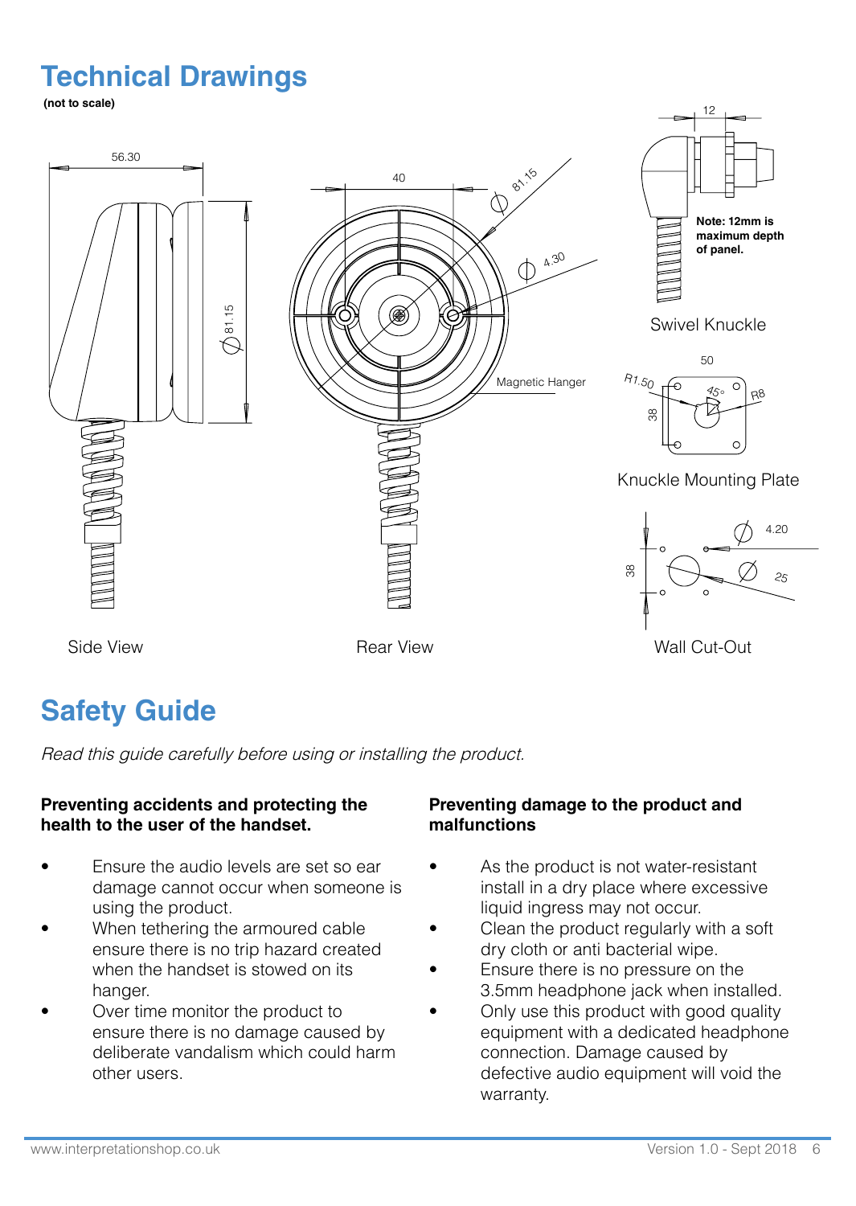# Technical Drawings

**(not to scale)**

56.30

Ø 81.15

40

Ø 81.15

Ø 4.30

Magnetic Hanger

12

**Note: 12mm is maximum depth of panel.**

Swivel Knuckle

50

R1.50

45°

R8

38

Knuckle Mounting Plate

38

Ø 4.20

Ø 25

Side View

Rear View

Wall Cut-Out

# Safety Guide

*Read this guide carefully before using or installing the product.*

**Preventing accidents and protecting the health to the user of the handset.**

- Ensure the audio levels are set so ear damage cannot occur when someone is using the product.
- When tethering the armoured cable ensure there is no trip hazard created when the handset is stowed on its hanger.
- Over time monitor the product to ensure there is no damage caused by deliberate vandalism which could harm other users.

**Preventing damage to the product and malfunctions**

- As the product is not water-resistant install in a dry place where excessive liquid ingress may not occur.
- Clean the product regularly with a soft dry cloth or anti bacterial wipe.
- Ensure there is no pressure on the 3.5mm headphone jack when installed.
- Only use this product with good quality equipment with a dedicated headphone connection. Damage caused by defective audio equipment will void the warranty.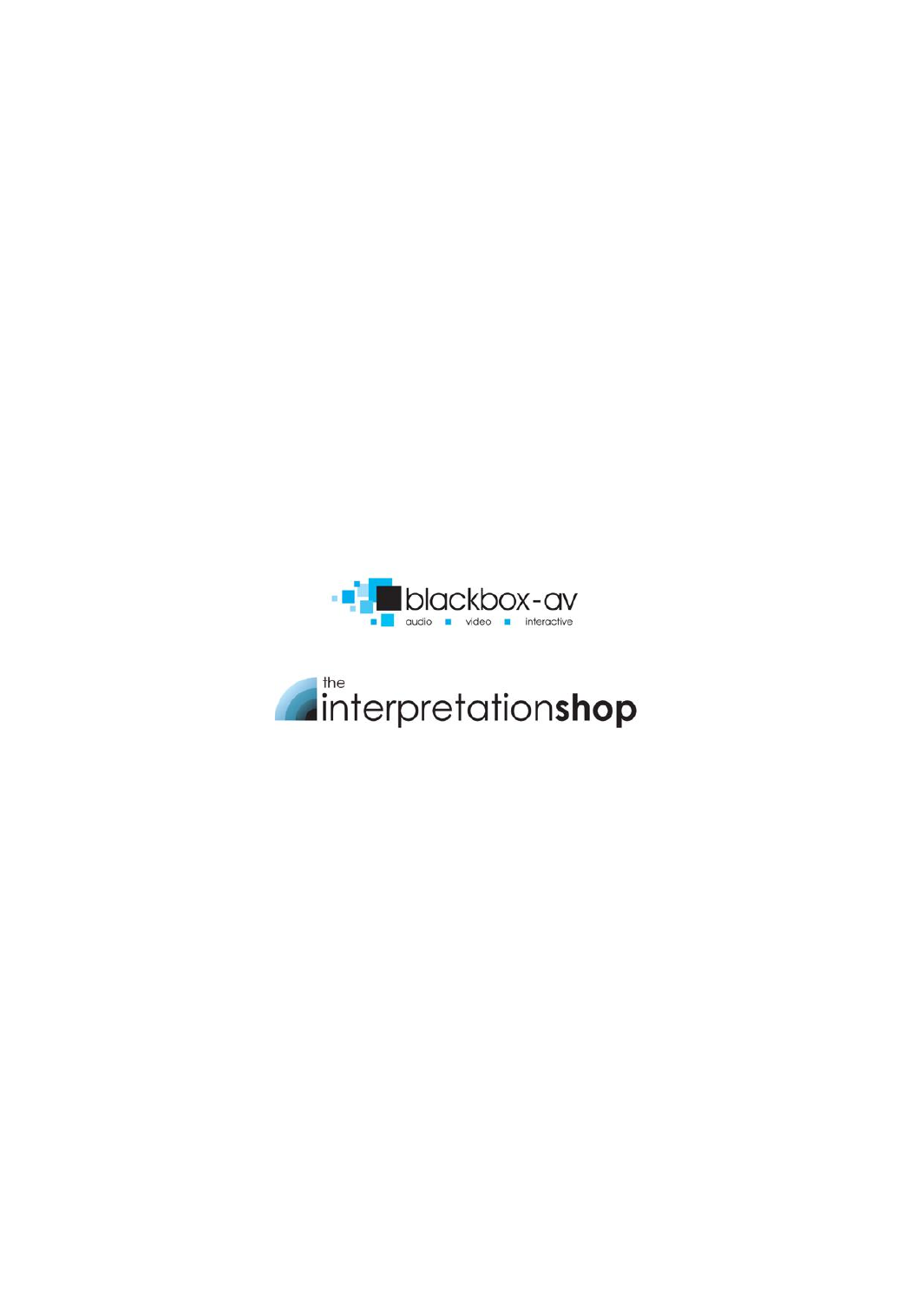blackbox-av

audio ■ video ■ interactive

the interpretationshop